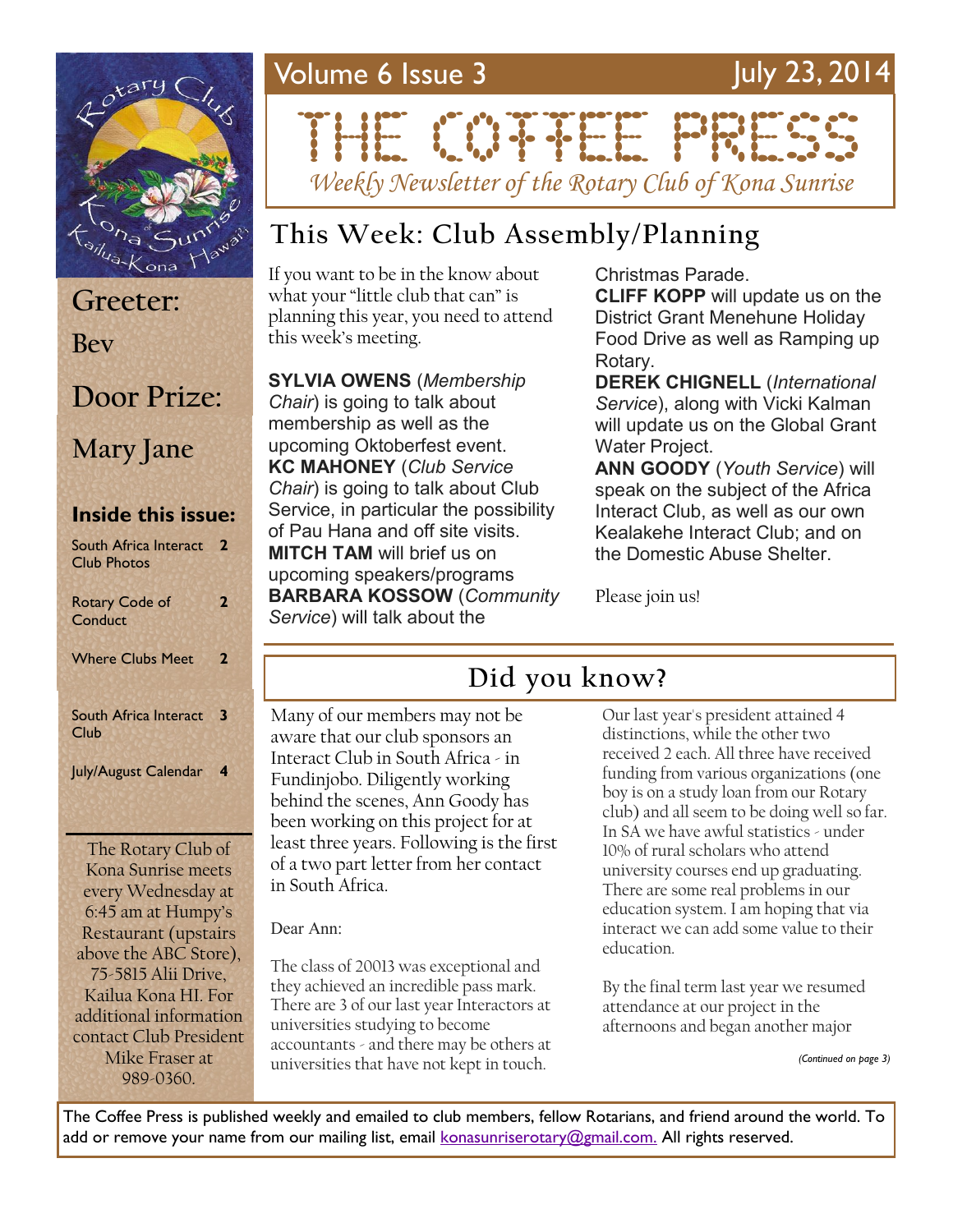# THE COFFEE PRESS

*Weekly Newsletter of the Rotary Club of Kona Sunrise*

Volume 6 Issue 3 — July 23, 2014

**Greeter:** Bev

**Door Prize:** Mary Jane

### Inside this issue:

| | |
|---|---|
| South Africa Interact Club Photos | 2 |
| Rotary Code of Conduct | 2 |
| Where Clubs Meet | 2 |
| South Africa Interact Club | 3 |
| July/August Calendar | 4 |

The Rotary Club of Kona Sunrise meets every Wednesday at 6:45 am at Humpy's Restaurant (upstairs above the ABC Store), 75-5815 Alii Drive, Kailua Kona HI. For additional information contact Club President Mike Fraser at 989-0360.

## This Week: Club Assembly/Planning

If you want to be in the know about what your "little club that can" is planning this year, you need to attend this week's meeting.

**SYLVIA OWENS** (*Membership Chair*) is going to talk about membership as well as the upcoming Oktoberfest event.
**KC MAHONEY** (*Club Service Chair*) is going to talk about Club Service, in particular the possibility of Pau Hana and off site visits.
**MITCH TAM** will brief us on upcoming speakers/programs
**BARBARA KOSSOW** (*Community Service*) will talk about the Christmas Parade.
**CLIFF KOPP** will update us on the District Grant Menehune Holiday Food Drive as well as Ramping up Rotary.
**DEREK CHIGNELL** (*International Service*), along with Vicki Kalman will update us on the Global Grant Water Project.
**ANN GOODY** (*Youth Service*) will speak on the subject of the Africa Interact Club, as well as our own Kealakehe Interact Club; and on the Domestic Abuse Shelter.

Please join us!

## Did you know?

Many of our members may not be aware that our club sponsors an Interact Club in South Africa - in Fundinjobo. Diligently working behind the scenes, Ann Goody has been working on this project for at least three years. Following is the first of a two part letter from her contact in South Africa.

Dear Ann:

The class of 20013 was exceptional and they achieved an incredible pass mark. There are 3 of our last year Interactors at universities studying to become accountants - and there may be others at universities that have not kept in touch.

Our last year's president attained 4 distinctions, while the other two received 2 each. All three have received funding from various organizations (one boy is on a study loan from our Rotary club) and all seem to be doing well so far. In SA we have awful statistics - under 10% of rural scholars who attend university courses end up graduating. There are some real problems in our education system. I am hoping that via interact we can add some value to their education.

By the final term last year we resumed attendance at our project in the afternoons and began another major

*(Continued on page 3)*

The Coffee Press is published weekly and emailed to club members, fellow Rotarians, and friend around the world. To add or remove your name from our mailing list, email konasunriserotary@gmail.com. All rights reserved.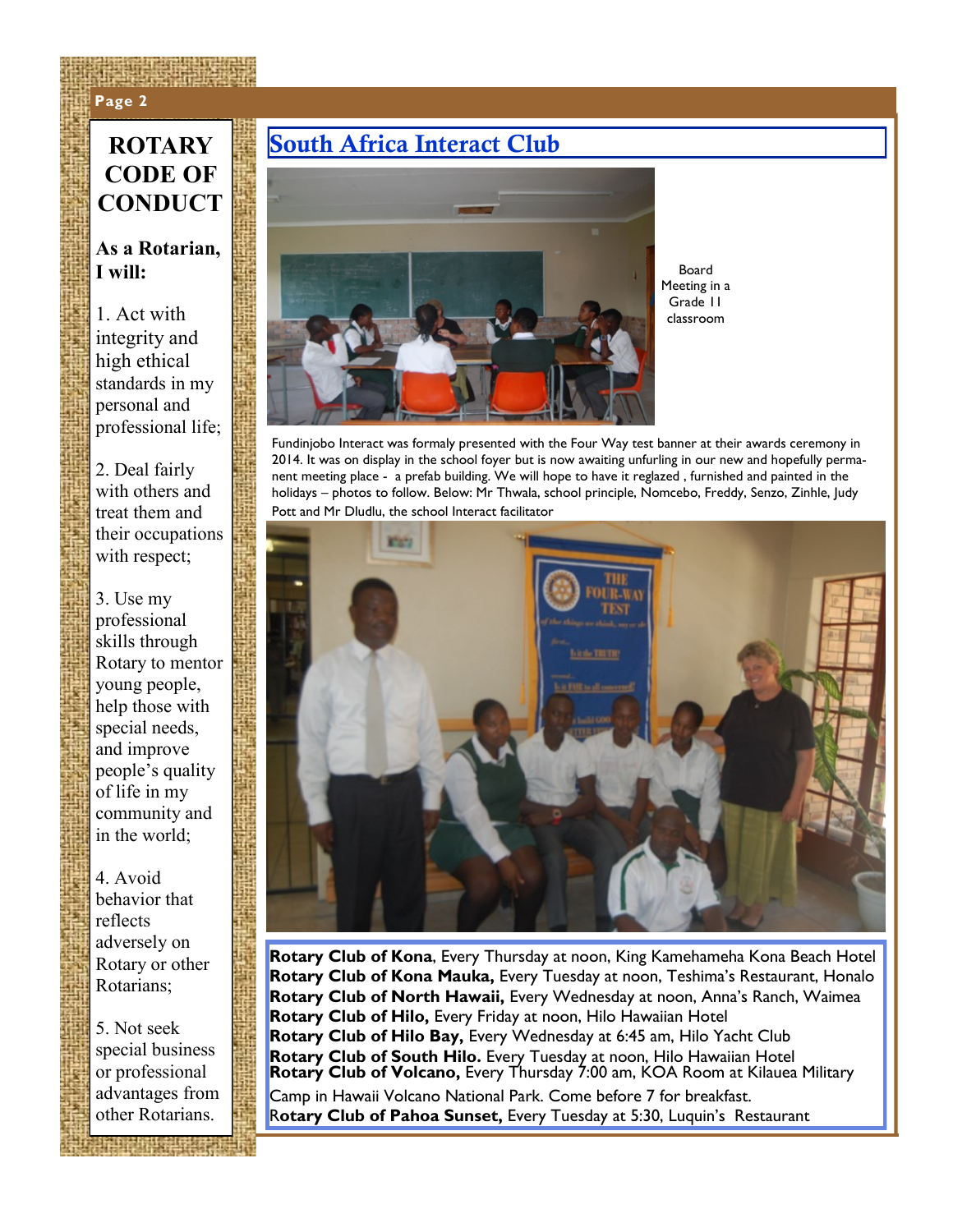## ROTARY CODE OF CONDUCT

**As a Rotarian, I will:**

1. Act with integrity and high ethical standards in my personal and professional life;

2. Deal fairly with others and treat them and their occupations with respect;

3. Use my professional skills through Rotary to mentor young people, help those with special needs, and improve people's quality of life in my community and in the world;

4. Avoid behavior that reflects adversely on Rotary or other Rotarians;

5. Not seek special business or professional advantages from other Rotarians.

## South Africa Interact Club

Board Meeting in a Grade 11 classroom

Fundinjobo Interact was formaly presented with the Four Way test banner at their awards ceremony in 2014. It was on display in the school foyer but is now awaiting unfurling in our new and hopefully permanent meeting place - a prefab building. We will hope to have it reglazed , furnished and painted in the holidays – photos to follow. Below: Mr Thwala, school principle, Nomcebo, Freddy, Senzo, Zinhle, Judy Pott and Mr Dludlu, the school Interact facilitator

**Rotary Club of Kona**, Every Thursday at noon, King Kamehameha Kona Beach Hotel
**Rotary Club of Kona Mauka,** Every Tuesday at noon, Teshima's Restaurant, Honalo
**Rotary Club of North Hawaii,** Every Wednesday at noon, Anna's Ranch, Waimea
**Rotary Club of Hilo,** Every Friday at noon, Hilo Hawaiian Hotel
**Rotary Club of Hilo Bay,** Every Wednesday at 6:45 am, Hilo Yacht Club
**Rotary Club of South Hilo.** Every Tuesday at noon, Hilo Hawaiian Hotel
**Rotary Club of Volcano,** Every Thursday 7:00 am, KOA Room at Kilauea Military Camp in Hawaii Volcano National Park. Come before 7 for breakfast.
**Rotary Club of Pahoa Sunset,** Every Tuesday at 5:30, Luquin's Restaurant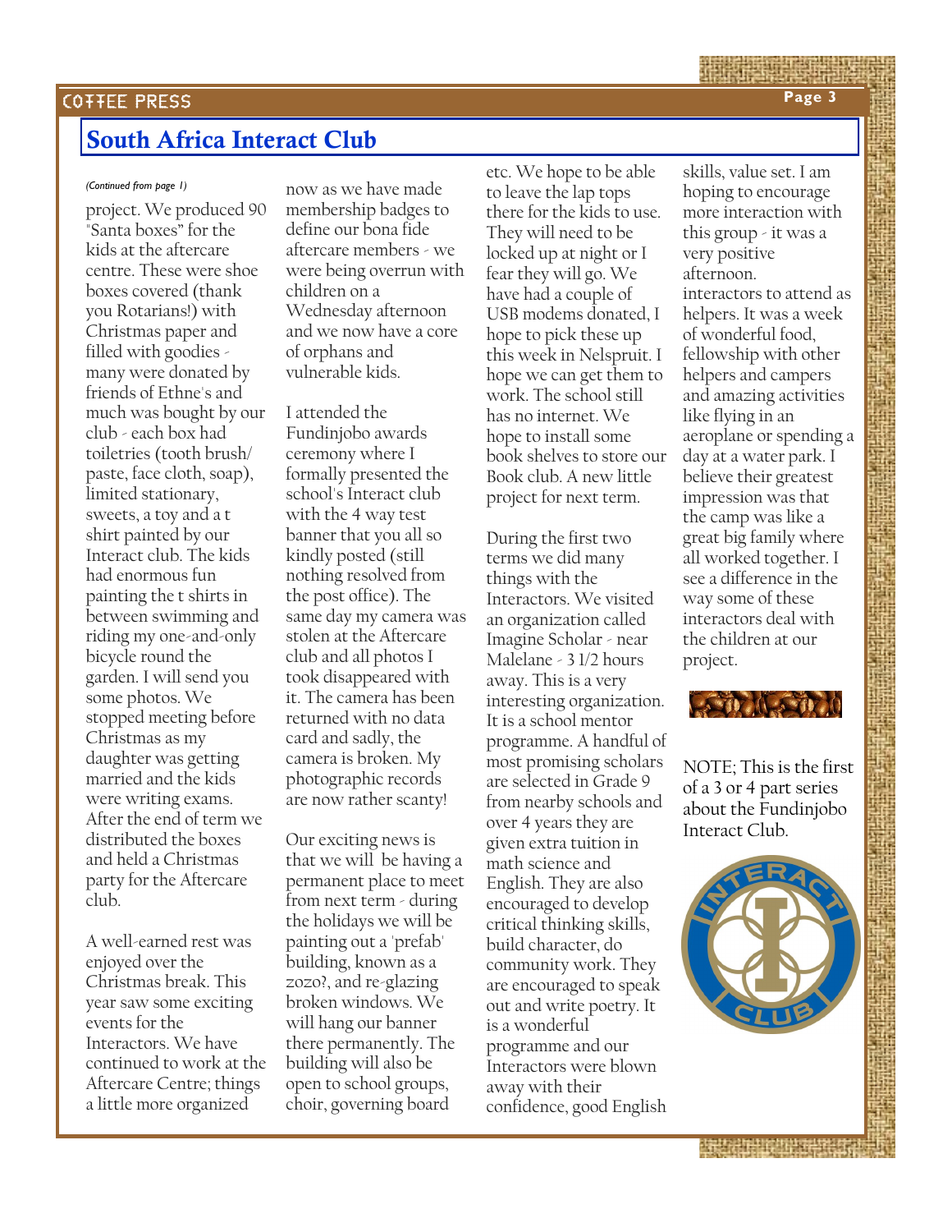## South Africa Interact Club

*(Continued from page 1)*

project. We produced 90 "Santa boxes" for the kids at the aftercare centre. These were shoe boxes covered (thank you Rotarians!) with Christmas paper and filled with goodies - many were donated by friends of Ethne's and much was bought by our club - each box had toiletries (tooth brush/ paste, face cloth, soap), limited stationary, sweets, a toy and a t shirt painted by our Interact club. The kids had enormous fun painting the t shirts in between swimming and riding my one-and-only bicycle round the garden. I will send you some photos. We stopped meeting before Christmas as my daughter was getting married and the kids were writing exams. After the end of term we distributed the boxes and held a Christmas party for the Aftercare club.

A well-earned rest was enjoyed over the Christmas break. This year saw some exciting events for the Interactors. We have continued to work at the Aftercare Centre; things a little more organized now as we have made membership badges to define our bona fide aftercare members - we were being overrun with children on a Wednesday afternoon and we now have a core of orphans and vulnerable kids.

I attended the Fundinjobo awards ceremony where I formally presented the school's Interact club with the 4 way test banner that you all so kindly posted (still nothing resolved from the post office). The same day my camera was stolen at the Aftercare club and all photos I took disappeared with it. The camera has been returned with no data card and sadly, the camera is broken. My photographic records are now rather scanty!

Our exciting news is that we will be having a permanent place to meet from next term - during the holidays we will be painting out a 'prefab' building, known as a zozo?, and re-glazing broken windows. We will hang our banner there permanently. The building will also be open to school groups, choir, governing board etc. We hope to be able to leave the lap tops there for the kids to use. They will need to be locked up at night or I fear they will go. We have had a couple of USB modems donated, I hope to pick these up this week in Nelspruit. I hope we can get them to work. The school still has no internet. We hope to install some book shelves to store our Book club. A new little project for next term.

During the first two terms we did many things with the Interactors. We visited an organization called Imagine Scholar - near Malelane - 3 1/2 hours away. This is a very interesting organization. It is a school mentor programme. A handful of most promising scholars are selected in Grade 9 from nearby schools and over 4 years they are given extra tuition in math science and English. They are also encouraged to develop critical thinking skills, build character, do community work. They are encouraged to speak out and write poetry. It is a wonderful programme and our Interactors were blown away with their confidence, good English skills, value set. I am hoping to encourage more interaction with this group - it was a very positive afternoon.

interactors to attend as helpers. It was a week of wonderful food, fellowship with other helpers and campers and amazing activities like flying in an aeroplane or spending a day at a water park. I believe their greatest impression was that the camp was like a great big family where all worked together. I see a difference in the way some of these interactors deal with the children at our project.

NOTE; This is the first of a 3 or 4 part series about the Fundinjobo Interact Club.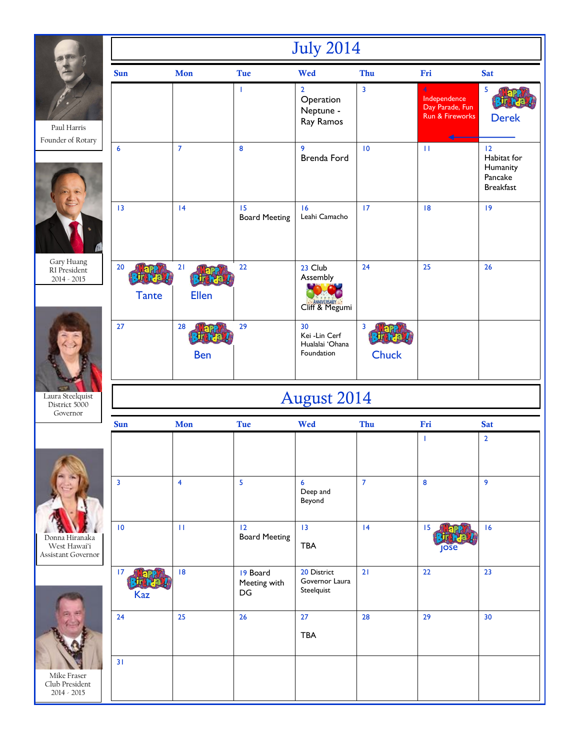Paul Harris
Founder of Rotary

Gary Huang
RI President
2014 - 2015

Laura Steelquist
District 5000
Governor

Donna Hiranaka
West Hawai'i
Assistant Governor

Mike Fraser
Club President
2014 - 2015

# July 2014

| Sun | Mon | Tue | Wed | Thu | Fri | Sat |
|---|---|---|---|---|---|---|
| | | 1 | 2 Operation Neptune - Ray Ramos | 3 | 4 Independence Day Parade, Fun Run & Fireworks | 5 Happy Birthday! Derek |
| 6 | 7 | 8 | 9 Brenda Ford | 10 | 11 | 12 Habitat for Humanity Pancake Breakfast |
| 13 | 14 | 15 Board Meeting | 16 Leahi Camacho | 17 | 18 | 19 |
| 20 Happy Birthday! Tante | 21 Happy Birthday! Ellen | 22 | 23 Club Assembly Happy Anniversary Cliff & Megumi | 24 | 25 | 26 |
| 27 | 28 Happy Birthday! Ben | 29 | 30 Kei -Lin Cerf Hualalai 'Ohana Foundation | 3 Happy Birthday! Chuck | | |

# August 2014

| Sun | Mon | Tue | Wed | Thu | Fri | Sat |
|---|---|---|---|---|---|---|
| | | | | | 1 | 2 |
| 3 | 4 | 5 | 6 Deep and Beyond | 7 | 8 | 9 |
| 10 | 11 | 12 Board Meeting | 13 TBA | 14 | 15 Happy Birthday! Jose | 16 |
| 17 Happy Birthday! Kaz | 18 | 19 Board Meeting with DG | 20 District Governor Laura Steelquist | 21 | 22 | 23 |
| 24 | 25 | 26 | 27 TBA | 28 | 29 | 30 |
| 31 | | | | | | |